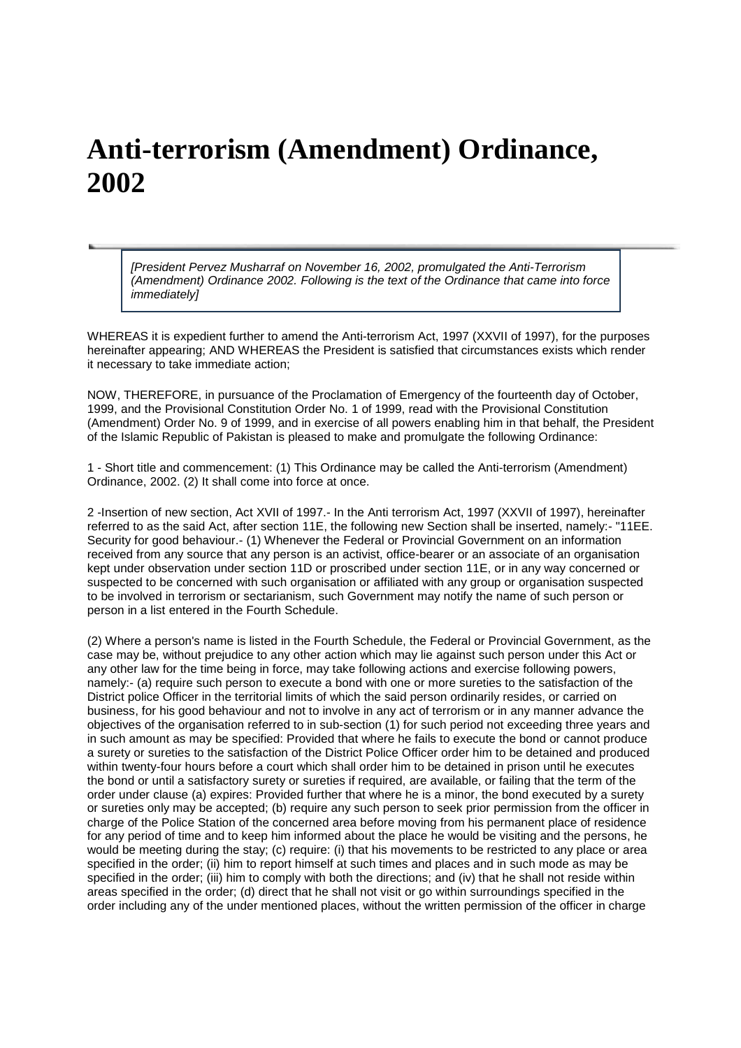# Anti-terrorism (Amendment) Ordinance, 2002

*[President Pervez Musharraf on November 16, 2002, promulgated the Anti-Terrorism (Amendment) Ordinance 2002. Following is the text of the Ordinance that came into force immediately]*

WHEREAS it is expedient further to amend the Anti-terrorism Act, 1997 (XXVII of 1997), for the purposes hereinafter appearing; AND WHEREAS the President is satisfied that circumstances exists which render it necessary to take immediate action;

NOW, THEREFORE, in pursuance of the Proclamation of Emergency of the fourteenth day of October, 1999, and the Provisional Constitution Order No. 1 of 1999, read with the Provisional Constitution (Amendment) Order No. 9 of 1999, and in exercise of all powers enabling him in that behalf, the President of the Islamic Republic of Pakistan is pleased to make and promulgate the following Ordinance:

1 - Short title and commencement: (1) This Ordinance may be called the Anti-terrorism (Amendment) Ordinance, 2002. (2) It shall come into force at once.

2 -Insertion of new section, Act XVII of 1997.- In the Anti terrorism Act, 1997 (XXVII of 1997), hereinafter referred to as the said Act, after section 11E, the following new Section shall be inserted, namely:- "11EE. Security for good behaviour.- (1) Whenever the Federal or Provincial Government on an information received from any source that any person is an activist, office-bearer or an associate of an organisation kept under observation under section 11D or proscribed under section 11E, or in any way concerned or suspected to be concerned with such organisation or affiliated with any group or organisation suspected to be involved in terrorism or sectarianism, such Government may notify the name of such person or person in a list entered in the Fourth Schedule.

(2) Where a person's name is listed in the Fourth Schedule, the Federal or Provincial Government, as the case may be, without prejudice to any other action which may lie against such person under this Act or any other law for the time being in force, may take following actions and exercise following powers, namely:- (a) require such person to execute a bond with one or more sureties to the satisfaction of the District police Officer in the territorial limits of which the said person ordinarily resides, or carried on business, for his good behaviour and not to involve in any act of terrorism or in any manner advance the objectives of the organisation referred to in sub-section (1) for such period not exceeding three years and in such amount as may be specified: Provided that where he fails to execute the bond or cannot produce a surety or sureties to the satisfaction of the District Police Officer order him to be detained and produced within twenty-four hours before a court which shall order him to be detained in prison until he executes the bond or until a satisfactory surety or sureties if required, are available, or failing that the term of the order under clause (a) expires: Provided further that where he is a minor, the bond executed by a surety or sureties only may be accepted; (b) require any such person to seek prior permission from the officer in charge of the Police Station of the concerned area before moving from his permanent place of residence for any period of time and to keep him informed about the place he would be visiting and the persons, he would be meeting during the stay; (c) require: (i) that his movements to be restricted to any place or area specified in the order; (ii) him to report himself at such times and places and in such mode as may be specified in the order; (iii) him to comply with both the directions; and (iv) that he shall not reside within areas specified in the order; (d) direct that he shall not visit or go within surroundings specified in the order including any of the under mentioned places, without the written permission of the officer in charge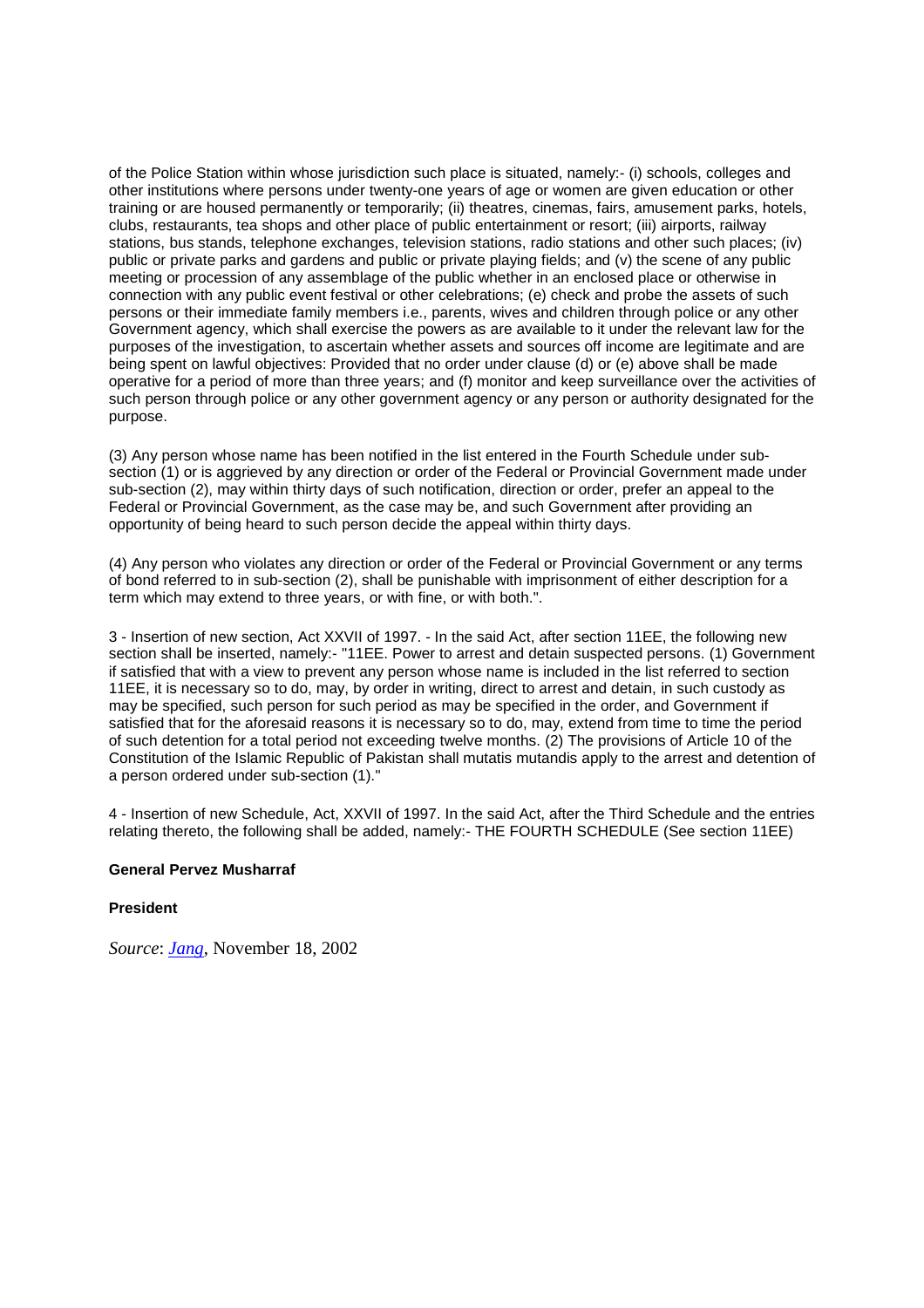of the Police Station within whose jurisdiction such place is situated, namely:- (i) schools, colleges and other institutions where persons under twenty-one years of age or women are given education or other training or are housed permanently or temporarily; (ii) theatres, cinemas, fairs, amusement parks, hotels, clubs, restaurants, tea shops and other place of public entertainment or resort; (iii) airports, railway stations, bus stands, telephone exchanges, television stations, radio stations and other such places; (iv) public or private parks and gardens and public or private playing fields; and (v) the scene of any public meeting or procession of any assemblage of the public whether in an enclosed place or otherwise in connection with any public event festival or other celebrations; (e) check and probe the assets of such persons or their immediate family members i.e., parents, wives and children through police or any other Government agency, which shall exercise the powers as are available to it under the relevant law for the purposes of the investigation, to ascertain whether assets and sources off income are legitimate and are being spent on lawful objectives: Provided that no order under clause (d) or (e) above shall be made operative for a period of more than three years; and (f) monitor and keep surveillance over the activities of such person through police or any other government agency or any person or authority designated for the purpose.

(3) Any person whose name has been notified in the list entered in the Fourth Schedule under sub-section (1) or is aggrieved by any direction or order of the Federal or Provincial Government made under sub-section (2), may within thirty days of such notification, direction or order, prefer an appeal to the Federal or Provincial Government, as the case may be, and such Government after providing an opportunity of being heard to such person decide the appeal within thirty days.

(4) Any person who violates any direction or order of the Federal or Provincial Government or any terms of bond referred to in sub-section (2), shall be punishable with imprisonment of either description for a term which may extend to three years, or with fine, or with both.".

3 - Insertion of new section, Act XXVII of 1997. - In the said Act, after section 11EE, the following new section shall be inserted, namely:- "11EE. Power to arrest and detain suspected persons. (1) Government if satisfied that with a view to prevent any person whose name is included in the list referred to section 11EE, it is necessary so to do, may, by order in writing, direct to arrest and detain, in such custody as may be specified, such person for such period as may be specified in the order, and Government if satisfied that for the aforesaid reasons it is necessary so to do, may, extend from time to time the period of such detention for a total period not exceeding twelve months. (2) The provisions of Article 10 of the Constitution of the Islamic Republic of Pakistan shall mutatis mutandis apply to the arrest and detention of a person ordered under sub-section (1)."

4 - Insertion of new Schedule, Act, XXVII of 1997. In the said Act, after the Third Schedule and the entries relating thereto, the following shall be added, namely:- THE FOURTH SCHEDULE (See section 11EE)

**General Pervez Musharraf**

**President**

*Source*: *Jang*, November 18, 2002